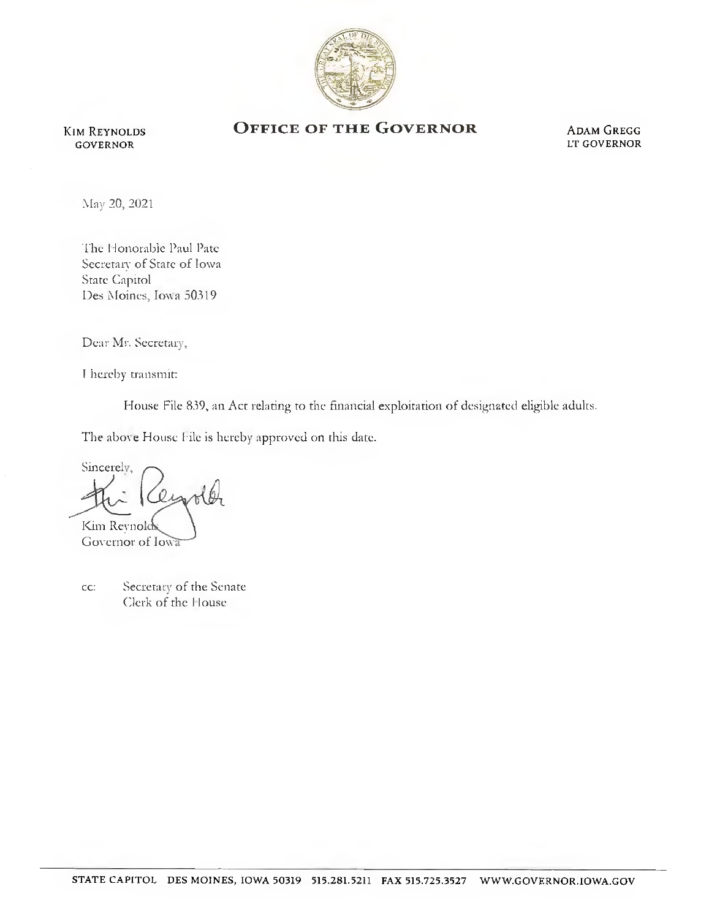KIM REYNOLDS
GOVERNOR

# OFFICE OF THE GOVERNOR

ADAM GREGG
LT GOVERNOR

May 20, 2021

The Honorable Paul Pate
Secretary of State of Iowa
State Capitol
Des Moines, Iowa 50319

Dear Mr. Secretary,

I hereby transmit:

House File 839, an Act relating to the financial exploitation of designated eligible adults.

The above House File is hereby approved on this date.

Sincerely,

Kim Reynolds
Governor of Iowa

cc: Secretary of the Senate
Clerk of the House

STATE CAPITOL DES MOINES, IOWA 50319 515.281.5211 FAX 515.725.3527 WWW.GOVERNOR.IOWA.GOV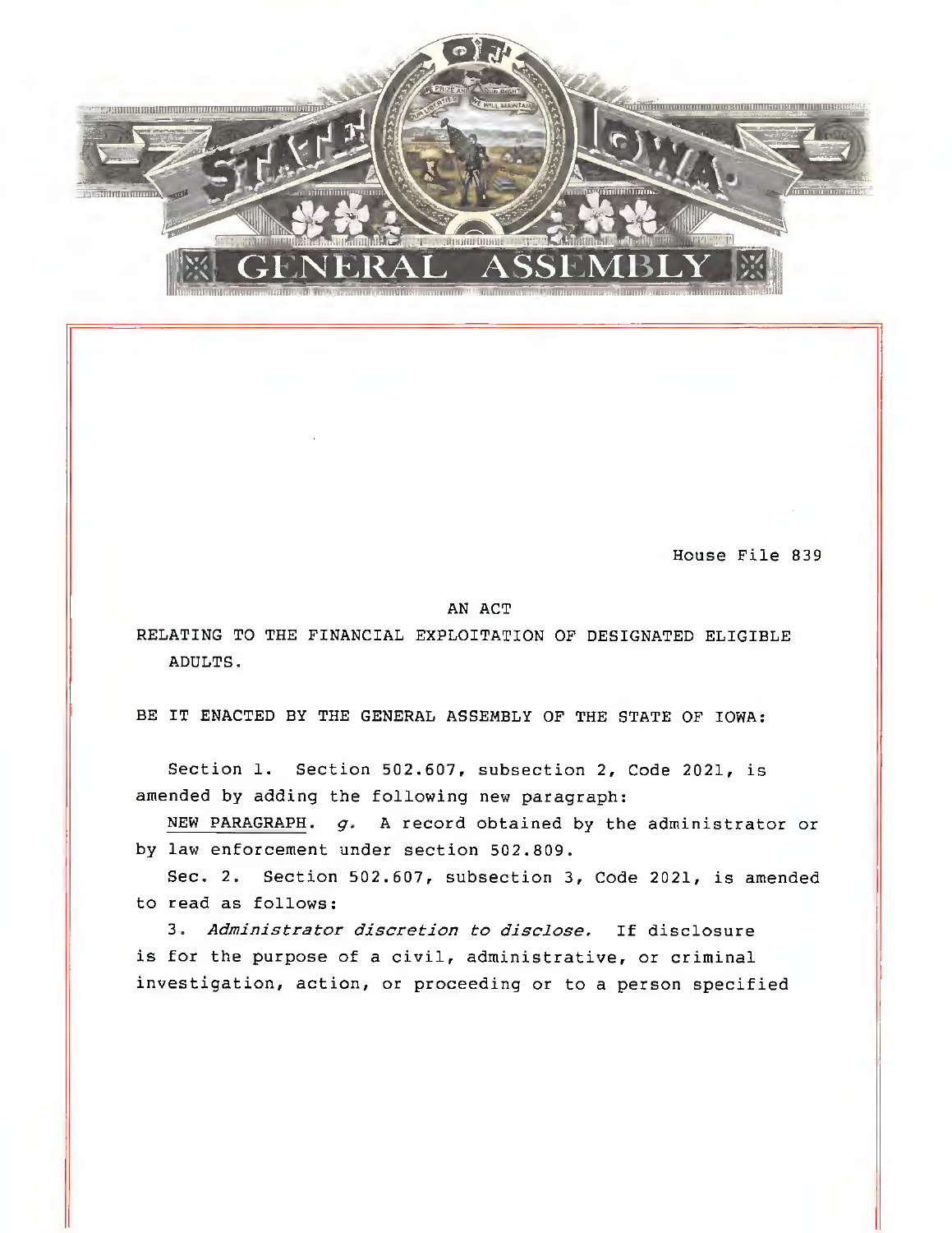House File 839

AN ACT

RELATING TO THE FINANCIAL EXPLOITATION OF DESIGNATED ELIGIBLE ADULTS.

BE IT ENACTED BY THE GENERAL ASSEMBLY OF THE STATE OF IOWA:

Section 1. Section 502.607, subsection 2, Code 2021, is amended by adding the following new paragraph:

NEW PARAGRAPH. *g.* A record obtained by the administrator or by law enforcement under section 502.809.

Sec. 2. Section 502.607, subsection 3, Code 2021, is amended to read as follows:

3. *Administrator discretion to disclose.* If disclosure is for the purpose of a civil, administrative, or criminal investigation, action, or proceeding or to a person specified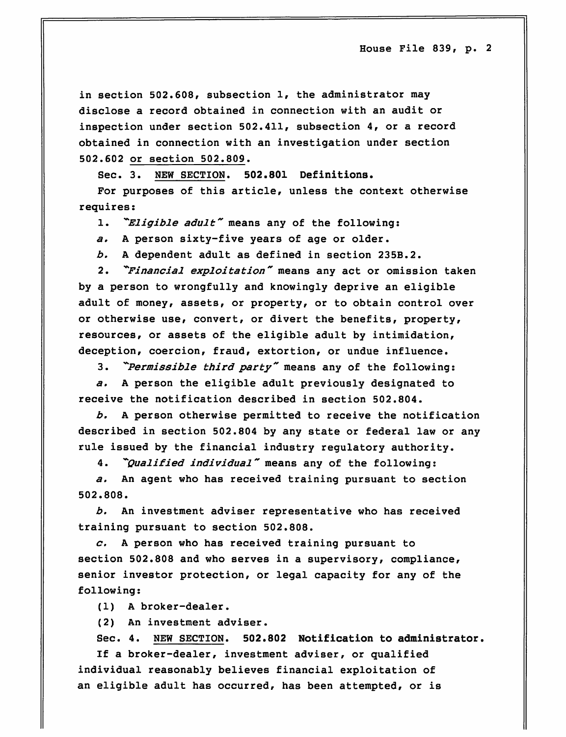in section 502.608, subsection 1, the administrator may disclose a record obtained in connection with an audit or inspection under section 502.411, subsection 4, or a record obtained in connection with an investigation under section 502.602 or section 502.809.

Sec. 3. NEW SECTION. **502.801 Definitions.**

For purposes of this article, unless the context otherwise requires:

1. *"Eligible adult"* means any of the following:

*a.* A person sixty-five years of age or older.

*b.* A dependent adult as defined in section 235B.2.

2. *"Financial exploitation"* means any act or omission taken by a person to wrongfully and knowingly deprive an eligible adult of money, assets, or property, or to obtain control over or otherwise use, convert, or divert the benefits, property, resources, or assets of the eligible adult by intimidation, deception, coercion, fraud, extortion, or undue influence.

3. *"Permissible third party"* means any of the following:

*a.* A person the eligible adult previously designated to receive the notification described in section 502.804.

*b.* A person otherwise permitted to receive the notification described in section 502.804 by any state or federal law or any rule issued by the financial industry regulatory authority.

4. *"Qualified individual"* means any of the following:

*a.* An agent who has received training pursuant to section 502.808.

*b.* An investment adviser representative who has received training pursuant to section 502.808.

*c.* A person who has received training pursuant to section 502.808 and who serves in a supervisory, compliance, senior investor protection, or legal capacity for any of the following:

(1) A broker-dealer.

(2) An investment adviser.

Sec. 4. NEW SECTION. **502.802 Notification to administrator.**

If a broker-dealer, investment adviser, or qualified individual reasonably believes financial exploitation of an eligible adult has occurred, has been attempted, or is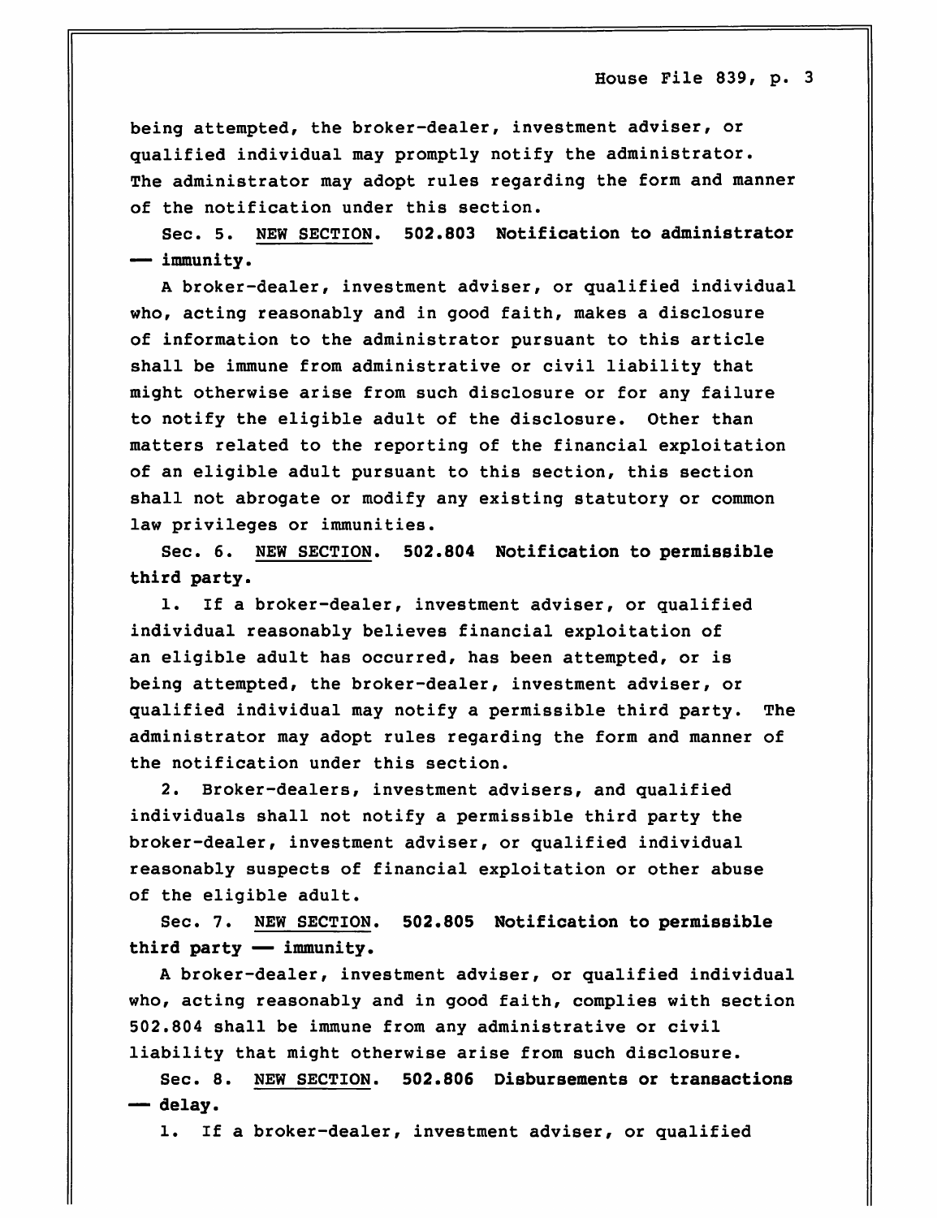being attempted, the broker-dealer, investment adviser, or qualified individual may promptly notify the administrator. The administrator may adopt rules regarding the form and manner of the notification under this section.

Sec. 5. NEW SECTION. **502.803 Notification to administrator — immunity.**

A broker-dealer, investment adviser, or qualified individual who, acting reasonably and in good faith, makes a disclosure of information to the administrator pursuant to this article shall be immune from administrative or civil liability that might otherwise arise from such disclosure or for any failure to notify the eligible adult of the disclosure. Other than matters related to the reporting of the financial exploitation of an eligible adult pursuant to this section, this section shall not abrogate or modify any existing statutory or common law privileges or immunities.

Sec. 6. NEW SECTION. **502.804 Notification to permissible third party.**

1. If a broker-dealer, investment adviser, or qualified individual reasonably believes financial exploitation of an eligible adult has occurred, has been attempted, or is being attempted, the broker-dealer, investment adviser, or qualified individual may notify a permissible third party. The administrator may adopt rules regarding the form and manner of the notification under this section.

2. Broker-dealers, investment advisers, and qualified individuals shall not notify a permissible third party the broker-dealer, investment adviser, or qualified individual reasonably suspects of financial exploitation or other abuse of the eligible adult.

Sec. 7. NEW SECTION. **502.805 Notification to permissible third party — immunity.**

A broker-dealer, investment adviser, or qualified individual who, acting reasonably and in good faith, complies with section 502.804 shall be immune from any administrative or civil liability that might otherwise arise from such disclosure.

Sec. 8. NEW SECTION. **502.806 Disbursements or transactions — delay.**

1. If a broker-dealer, investment adviser, or qualified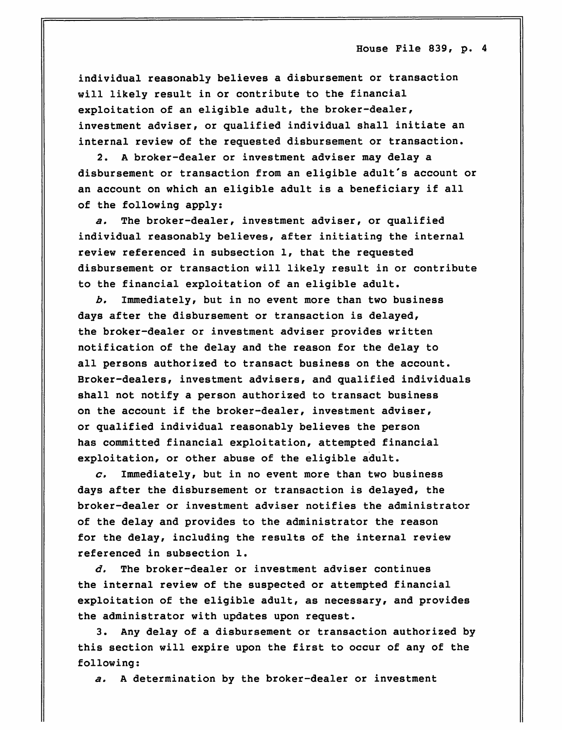individual reasonably believes a disbursement or transaction will likely result in or contribute to the financial exploitation of an eligible adult, the broker-dealer, investment adviser, or qualified individual shall initiate an internal review of the requested disbursement or transaction.

2. A broker-dealer or investment adviser may delay a disbursement or transaction from an eligible adult's account or an account on which an eligible adult is a beneficiary if all of the following apply:

*a.* The broker-dealer, investment adviser, or qualified individual reasonably believes, after initiating the internal review referenced in subsection 1, that the requested disbursement or transaction will likely result in or contribute to the financial exploitation of an eligible adult.

*b.* Immediately, but in no event more than two business days after the disbursement or transaction is delayed, the broker-dealer or investment adviser provides written notification of the delay and the reason for the delay to all persons authorized to transact business on the account. Broker-dealers, investment advisers, and qualified individuals shall not notify a person authorized to transact business on the account if the broker-dealer, investment adviser, or qualified individual reasonably believes the person has committed financial exploitation, attempted financial exploitation, or other abuse of the eligible adult.

*c.* Immediately, but in no event more than two business days after the disbursement or transaction is delayed, the broker-dealer or investment adviser notifies the administrator of the delay and provides to the administrator the reason for the delay, including the results of the internal review referenced in subsection 1.

*d.* The broker-dealer or investment adviser continues the internal review of the suspected or attempted financial exploitation of the eligible adult, as necessary, and provides the administrator with updates upon request.

3. Any delay of a disbursement or transaction authorized by this section will expire upon the first to occur of any of the following:

*a.* A determination by the broker-dealer or investment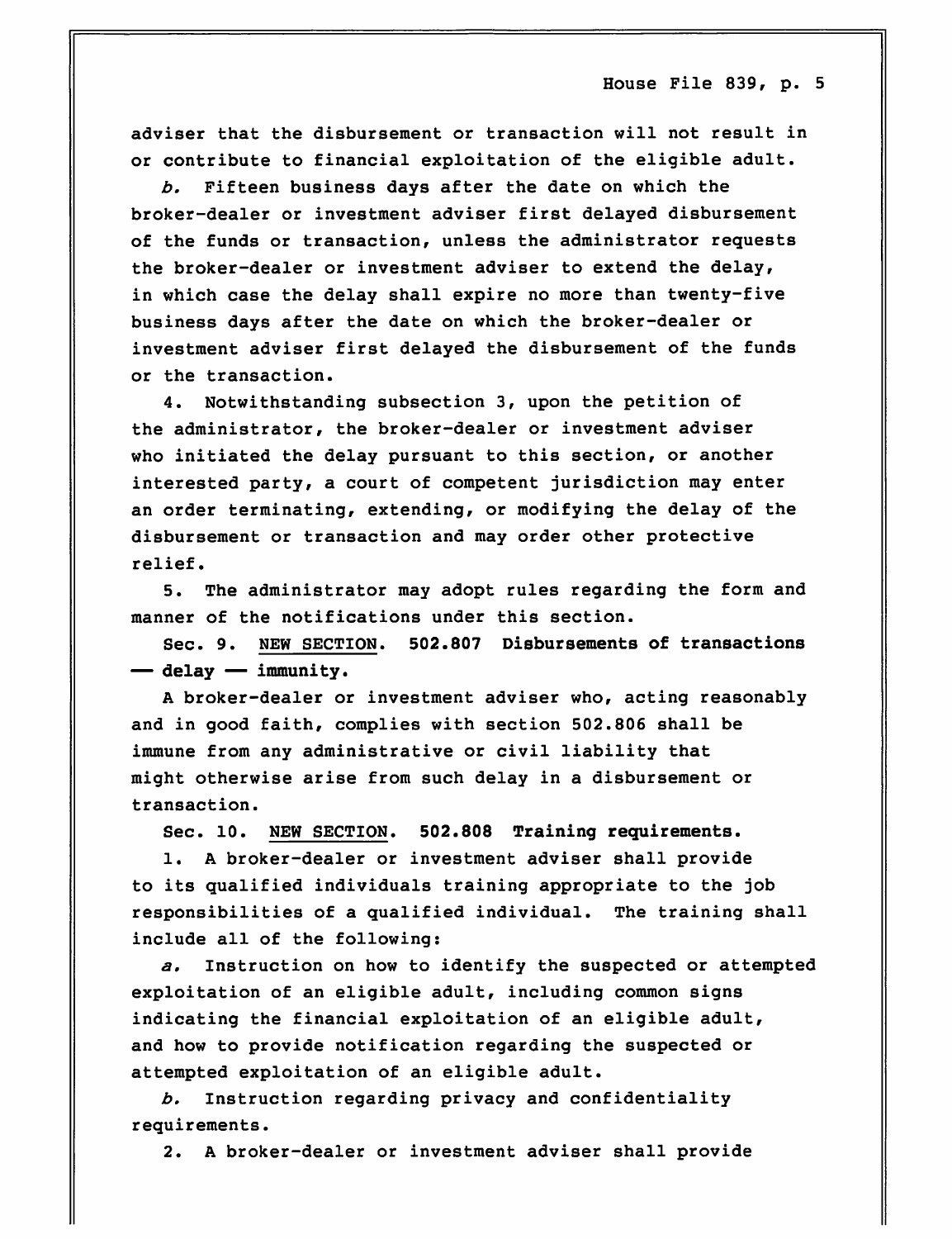adviser that the disbursement or transaction will not result in or contribute to financial exploitation of the eligible adult.

*b.* Fifteen business days after the date on which the broker-dealer or investment adviser first delayed disbursement of the funds or transaction, unless the administrator requests the broker-dealer or investment adviser to extend the delay, in which case the delay shall expire no more than twenty-five business days after the date on which the broker-dealer or investment adviser first delayed the disbursement of the funds or the transaction.

4. Notwithstanding subsection 3, upon the petition of the administrator, the broker-dealer or investment adviser who initiated the delay pursuant to this section, or another interested party, a court of competent jurisdiction may enter an order terminating, extending, or modifying the delay of the disbursement or transaction and may order other protective relief.

5. The administrator may adopt rules regarding the form and manner of the notifications under this section.

Sec. 9. NEW SECTION. **502.807 Disbursements of transactions — delay — immunity.**

A broker-dealer or investment adviser who, acting reasonably and in good faith, complies with section 502.806 shall be immune from any administrative or civil liability that might otherwise arise from such delay in a disbursement or transaction.

Sec. 10. NEW SECTION. **502.808 Training requirements.**

1. A broker-dealer or investment adviser shall provide to its qualified individuals training appropriate to the job responsibilities of a qualified individual. The training shall include all of the following:

*a.* Instruction on how to identify the suspected or attempted exploitation of an eligible adult, including common signs indicating the financial exploitation of an eligible adult, and how to provide notification regarding the suspected or attempted exploitation of an eligible adult.

*b.* Instruction regarding privacy and confidentiality requirements.

2. A broker-dealer or investment adviser shall provide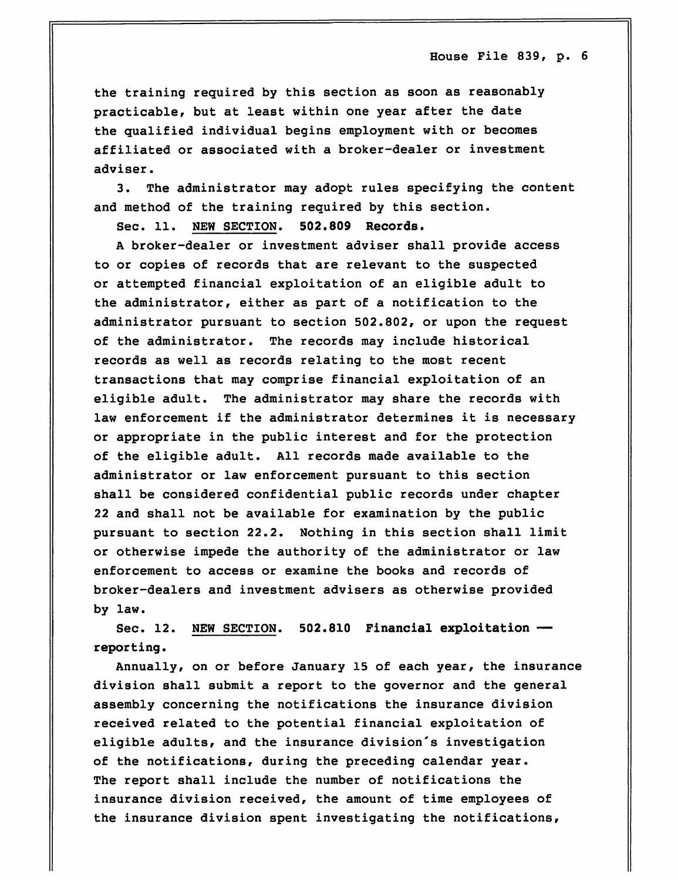the training required by this section as soon as reasonably practicable, but at least within one year after the date the qualified individual begins employment with or becomes affiliated or associated with a broker-dealer or investment adviser.

3. The administrator may adopt rules specifying the content and method of the training required by this section.

Sec. 11. NEW SECTION. **502.809 Records.**

A broker-dealer or investment adviser shall provide access to or copies of records that are relevant to the suspected or attempted financial exploitation of an eligible adult to the administrator, either as part of a notification to the administrator pursuant to section 502.802, or upon the request of the administrator. The records may include historical records as well as records relating to the most recent transactions that may comprise financial exploitation of an eligible adult. The administrator may share the records with law enforcement if the administrator determines it is necessary or appropriate in the public interest and for the protection of the eligible adult. All records made available to the administrator or law enforcement pursuant to this section shall be considered confidential public records under chapter 22 and shall not be available for examination by the public pursuant to section 22.2. Nothing in this section shall limit or otherwise impede the authority of the administrator or law enforcement to access or examine the books and records of broker-dealers and investment advisers as otherwise provided by law.

Sec. 12. NEW SECTION. **502.810 Financial exploitation — reporting.**

Annually, on or before January 15 of each year, the insurance division shall submit a report to the governor and the general assembly concerning the notifications the insurance division received related to the potential financial exploitation of eligible adults, and the insurance division's investigation of the notifications, during the preceding calendar year. The report shall include the number of notifications the insurance division received, the amount of time employees of the insurance division spent investigating the notifications,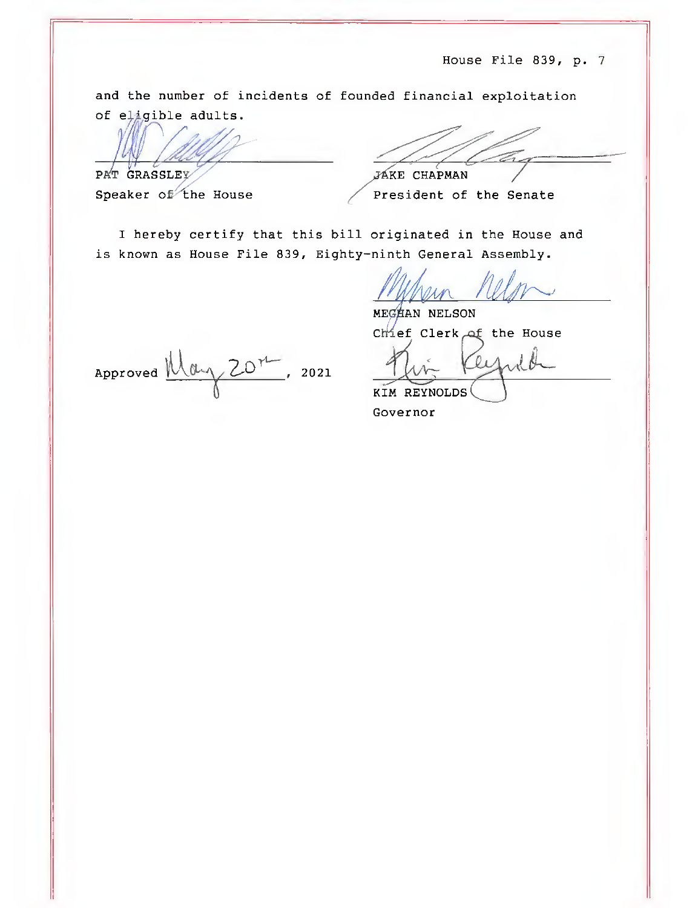and the number of incidents of founded financial exploitation of eligible adults.

PAT GRASSLEY
Speaker of the House

JAKE CHAPMAN
President of the Senate

I hereby certify that this bill originated in the House and is known as House File 839, Eighty-ninth General Assembly.

MEGHAN NELSON
Chief Clerk of the House

Approved May 20th, 2021

KIM REYNOLDS
Governor